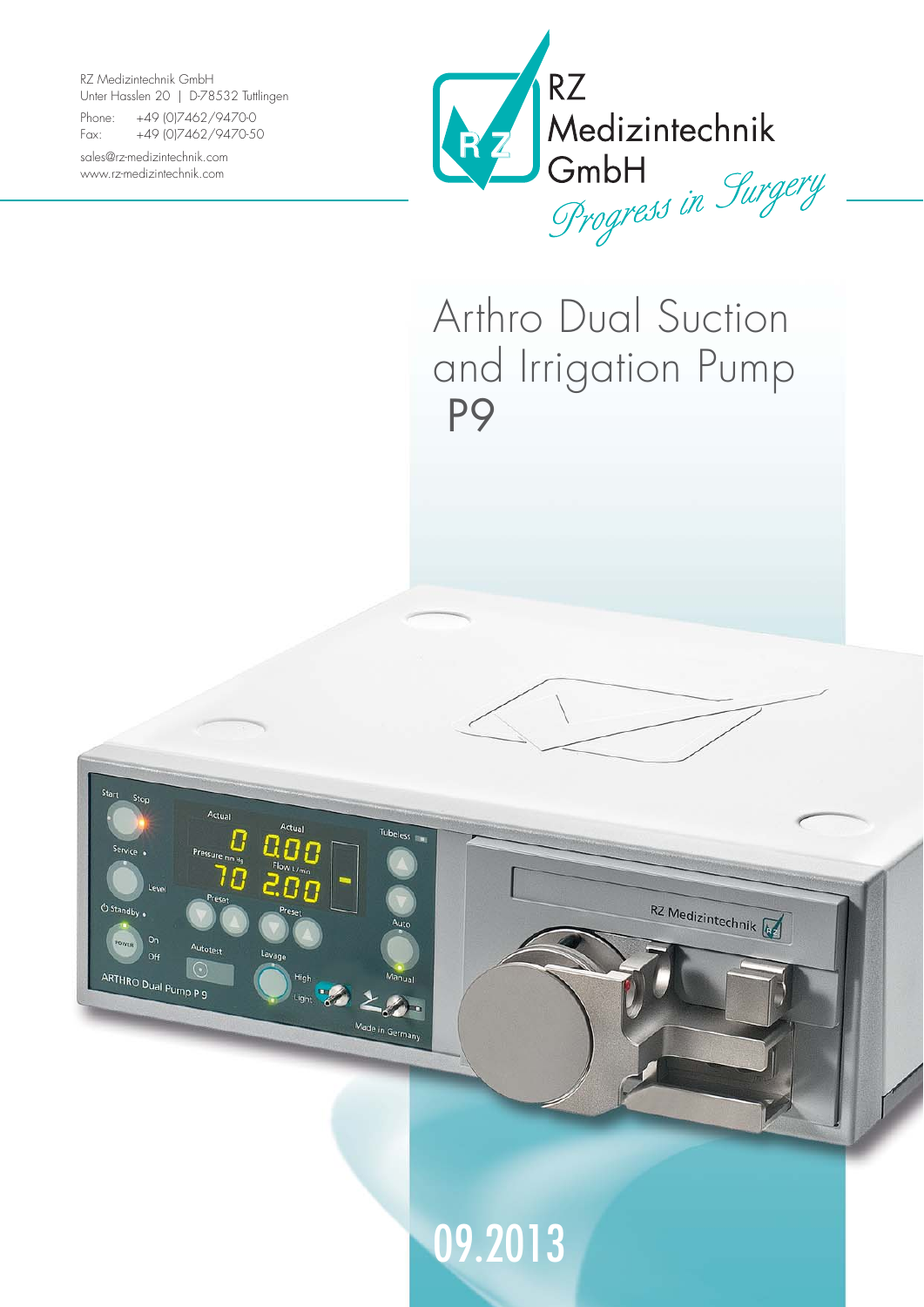RZ Medizintechnik GmbH
Unter Hasslen 20 | D-78532 Tuttlingen

Phone: +49 (0)7462/9470-0
Fax: +49 (0)7462/9470-50

sales@rz-medizintechnik.com
www.rz-medizintechnik.com

RZ Medizintechnik GmbH

*Progress in Surgery*

# Arthro Dual Suction and Irrigation Pump P9

09.2013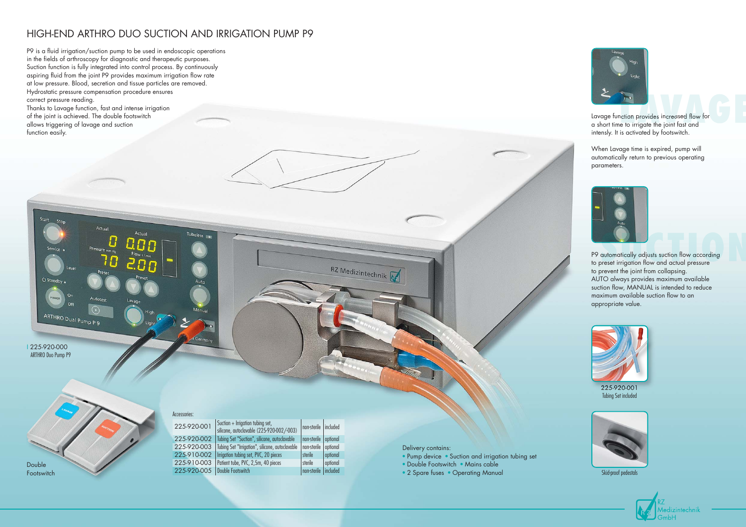# HIGH-END ARTHRO DUO SUCTION AND IRRIGATION PUMP P9

P9 is a fluid irrigation/suction pump to be used in endoscopic operations in the fields of arthroscopy for diagnostic and therapeutic purposes. Suction function is fully integrated into control process. By continuously aspiring fluid from the joint P9 provides maximum irrigation flow rate at low pressure. Blood, secretion and tissue particles are removed. Hydrostatic pressure compensation procedure ensures correct pressure reading.

Thanks to Lavage function, fast and intense irrigation of the joint is achieved. The double footswitch allows triggering of lavage and suction function easily.

225-920-000
ARTHRO Duo Pump P9

Double Footswitch

Accessories:

| | | | |
|---|---|---|---|
| 225-920-001 | Suction + Irrigation tubing set, silicone, autoclavable (225-920-002/-003) | non-sterile | included |
| 225-920-002 | Tubing Set "Suction", silicone, autoclavable | non-sterile | optional |
| 225-920-003 | Tubing Set "Irrigation", silicone, autoclavable | non-sterile | optional |
| 225-910-002 | Irrigation tubing set, PVC, 20 pieces | sterile | optional |
| 225-910-003 | Patient tube, PVC, 2,5m, 40 pieces | sterile | optional |
| 225-920-005 | Double Footswitch | non-sterile | included |

Delivery contains:

- Pump device
- Suction and irrigation tubing set
- Double Footswitch
- Mains cable
- 2 Spare fuses
- Operating Manual

## LAVAGE

Lavage function provides increased flow for a short time to irrigate the joint fast and intensly. It is activated by footswitch.

When Lavage time is expired, pump will automatically return to previous operating parameters.

## SUCTION

P9 automatically adjusts suction flow according to preset irrigation flow and actual pressure to prevent the joint from collapsing. AUTO always provides maximum available suction flow, MANUAL is intended to reduce maximum available suction flow to an appropriate value.

225-920-001
Tubing Set included

Skid-proof pedestals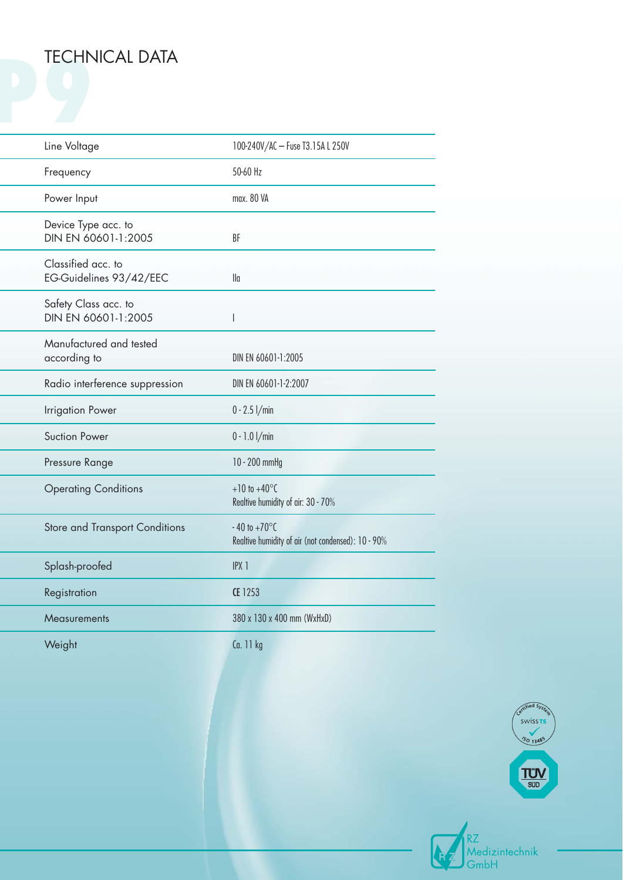# TECHNICAL DATA

| | |
|---|---|
| Line Voltage | 100-240V/AC – Fuse T3.15A L 250V |
| Frequency | 50-60 Hz |
| Power Input | max. 80 VA |
| Device Type acc. to DIN EN 60601-1:2005 | BF |
| Classified acc. to EG-Guidelines 93/42/EEC | IIa |
| Safety Class acc. to DIN EN 60601-1:2005 | I |
| Manufactured and tested according to | DIN EN 60601-1:2005 |
| Radio interference suppression | DIN EN 60601-1-2:2007 |
| Irrigation Power | 0 - 2.5 l/min |
| Suction Power | 0 - 1.0 l/min |
| Pressure Range | 10 - 200 mmHg |
| Operating Conditions | +10 to +40°C<br>Realtive humidity of air: 30 - 70% |
| Store and Transport Conditions | - 40 to +70°C<br>Realtive humidity of air (not condensed): 10 - 90% |
| Splash-proofed | IPX 1 |
| Registration | CE 1253 |
| Measurements | 380 x 130 x 400 mm (WxHxD) |
| Weight | Ca. 11 kg |

Certified System swissTS ISO 13485

TÜV SÜD

RZ Medizintechnik GmbH